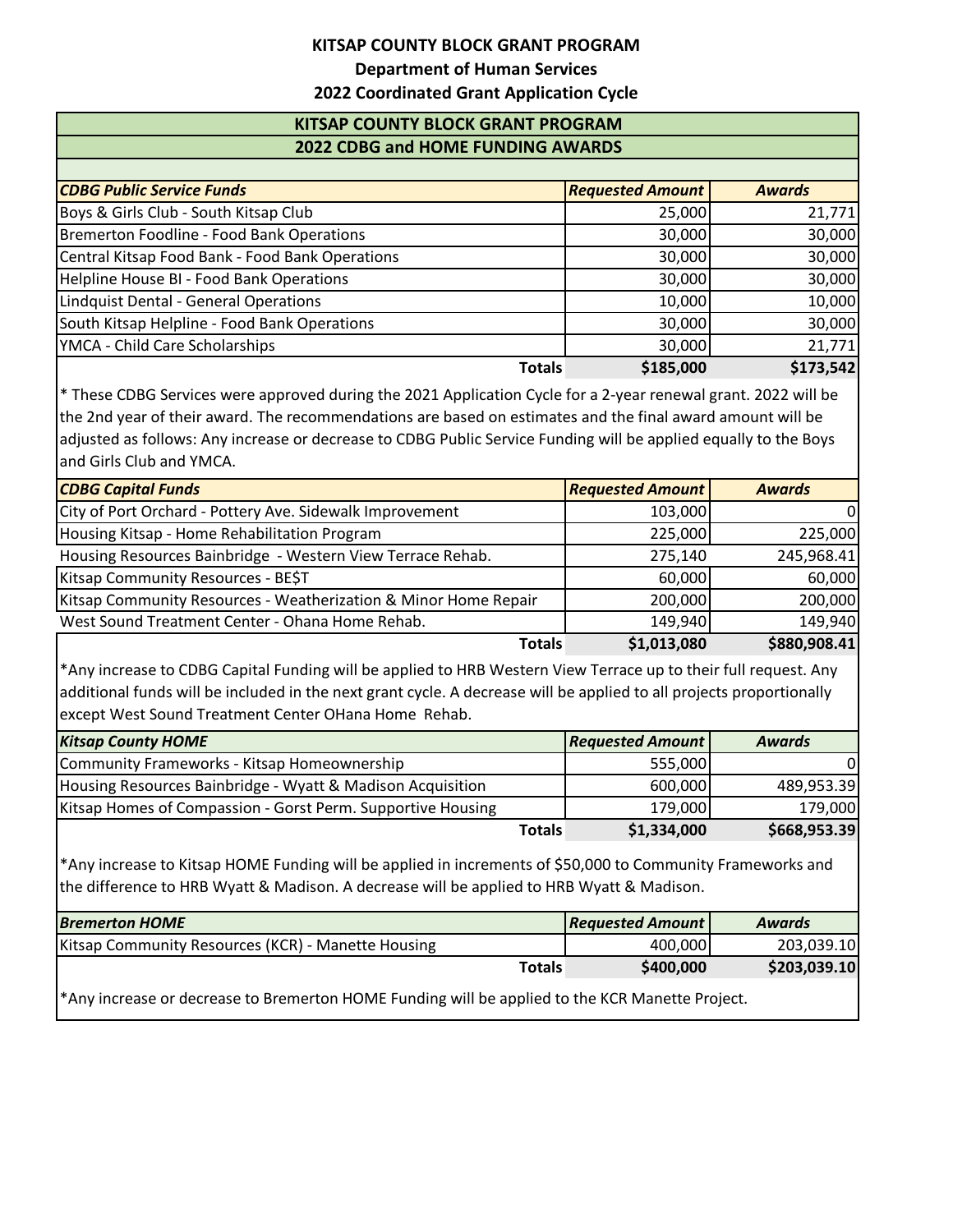# KITSAP COUNTY BLOCK GRANT PROGRAM

## Department of Human Services

## 2022 Coordinated Grant Application Cycle

### KITSAP COUNTY BLOCK GRANT PROGRAM

### 2022 CDBG and HOME FUNDING AWARDS

| *CDBG Public Service Funds* | *Requested Amount* | *Awards* |
|---|---|---|
| Boys & Girls Club - South Kitsap Club | 25,000 | 21,771 |
| Bremerton Foodline - Food Bank Operations | 30,000 | 30,000 |
| Central Kitsap Food Bank - Food Bank Operations | 30,000 | 30,000 |
| Helpline House BI - Food Bank Operations | 30,000 | 30,000 |
| Lindquist Dental - General Operations | 10,000 | 10,000 |
| South Kitsap Helpline - Food Bank Operations | 30,000 | 30,000 |
| YMCA - Child Care Scholarships | 30,000 | 21,771 |
| **Totals** | **$185,000** | **$173,542** |

* These CDBG Services were approved during the 2021 Application Cycle for a 2-year renewal grant. 2022 will be the 2nd year of their award. The recommendations are based on estimates and the final award amount will be adjusted as follows: Any increase or decrease to CDBG Public Service Funding will be applied equally to the Boys and Girls Club and YMCA.

| *CDBG Capital Funds* | *Requested Amount* | *Awards* |
|---|---|---|
| City of Port Orchard - Pottery Ave. Sidewalk Improvement | 103,000 | 0 |
| Housing Kitsap - Home Rehabilitation Program | 225,000 | 225,000 |
| Housing Resources Bainbridge - Western View Terrace Rehab. | 275,140 | 245,968.41 |
| Kitsap Community Resources - BE$T | 60,000 | 60,000 |
| Kitsap Community Resources - Weatherization & Minor Home Repair | 200,000 | 200,000 |
| West Sound Treatment Center - Ohana Home Rehab. | 149,940 | 149,940 |
| **Totals** | **$1,013,080** | **$880,908.41** |

*Any increase to CDBG Capital Funding will be applied to HRB Western View Terrace up to their full request. Any additional funds will be included in the next grant cycle. A decrease will be applied to all projects proportionally except West Sound Treatment Center OHana Home Rehab.

| *Kitsap County HOME* | *Requested Amount* | *Awards* |
|---|---|---|
| Community Frameworks - Kitsap Homeownership | 555,000 | 0 |
| Housing Resources Bainbridge - Wyatt & Madison Acquisition | 600,000 | 489,953.39 |
| Kitsap Homes of Compassion - Gorst Perm. Supportive Housing | 179,000 | 179,000 |
| **Totals** | **$1,334,000** | **$668,953.39** |

*Any increase to Kitsap HOME Funding will be applied in increments of $50,000 to Community Frameworks and the difference to HRB Wyatt & Madison. A decrease will be applied to HRB Wyatt & Madison.

| *Bremerton HOME* | *Requested Amount* | *Awards* |
|---|---|---|
| Kitsap Community Resources (KCR) - Manette Housing | 400,000 | 203,039.10 |
| **Totals** | **$400,000** | **$203,039.10** |

*Any increase or decrease to Bremerton HOME Funding will be applied to the KCR Manette Project.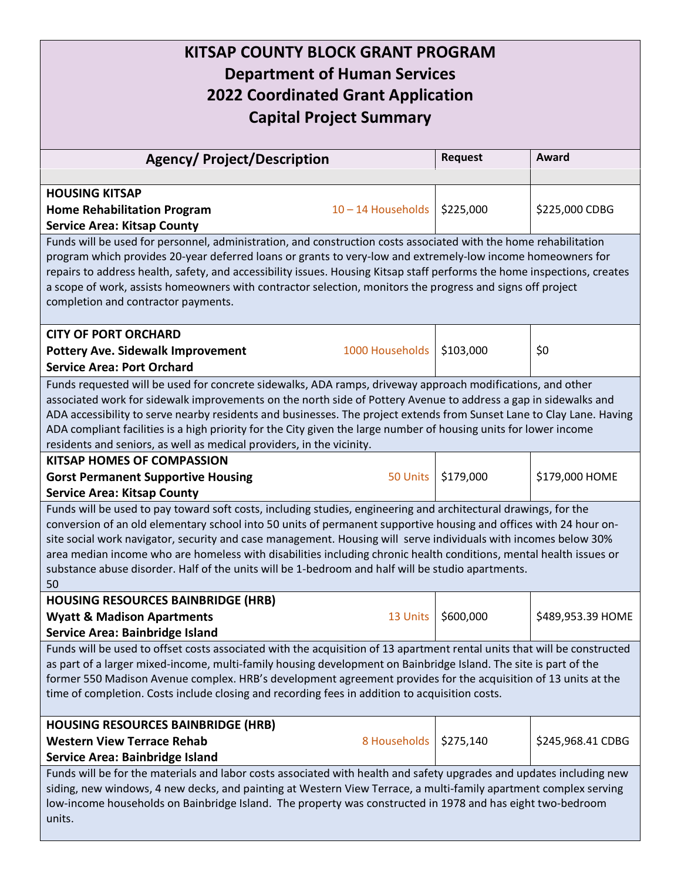# KITSAP COUNTY BLOCK GRANT PROGRAM
## Department of Human Services
## 2022 Coordinated Grant Application
## Capital Project Summary

| Agency/ Project/Description | | Request | Award |
|---|---|---|---|
| | | | |
| **HOUSING KITSAP**<br>**Home Rehabilitation Program**<br>**Service Area: Kitsap County** | 10 – 14 Households | $225,000 | $225,000 CDBG |
| Funds will be used for personnel, administration, and construction costs associated with the home rehabilitation program which provides 20-year deferred loans or grants to very-low and extremely-low income homeowners for repairs to address health, safety, and accessibility issues. Housing Kitsap staff performs the home inspections, creates a scope of work, assists homeowners with contractor selection, monitors the progress and signs off project completion and contractor payments. | | | |
| **CITY OF PORT ORCHARD**<br>**Pottery Ave. Sidewalk Improvement**<br>**Service Area: Port Orchard** | 1000 Households | $103,000 | $0 |
| Funds requested will be used for concrete sidewalks, ADA ramps, driveway approach modifications, and other associated work for sidewalk improvements on the north side of Pottery Avenue to address a gap in sidewalks and ADA accessibility to serve nearby residents and businesses. The project extends from Sunset Lane to Clay Lane. Having ADA compliant facilities is a high priority for the City given the large number of housing units for lower income residents and seniors, as well as medical providers, in the vicinity. | | | |
| **KITSAP HOMES OF COMPASSION**<br>**Gorst Permanent Supportive Housing**<br>**Service Area: Kitsap County** | 50 Units | $179,000 | $179,000 HOME |
| Funds will be used to pay toward soft costs, including studies, engineering and architectural drawings, for the conversion of an old elementary school into 50 units of permanent supportive housing and offices with 24 hour on-site social work navigator, security and case management. Housing will serve individuals with incomes below 30% area median income who are homeless with disabilities including chronic health conditions, mental health issues or substance abuse disorder. Half of the units will be 1-bedroom and half will be studio apartments.<br>50 | | | |
| **HOUSING RESOURCES BAINBRIDGE (HRB)**<br>**Wyatt & Madison Apartments**<br>**Service Area: Bainbridge Island** | 13 Units | $600,000 | $489,953.39 HOME |
| Funds will be used to offset costs associated with the acquisition of 13 apartment rental units that will be constructed as part of a larger mixed-income, multi-family housing development on Bainbridge Island. The site is part of the former 550 Madison Avenue complex. HRB's development agreement provides for the acquisition of 13 units at the time of completion. Costs include closing and recording fees in addition to acquisition costs. | | | |
| **HOUSING RESOURCES BAINBRIDGE (HRB)**<br>**Western View Terrace Rehab**<br>**Service Area: Bainbridge Island** | 8 Households | $275,140 | $245,968.41 CDBG |
| Funds will be for the materials and labor costs associated with health and safety upgrades and updates including new siding, new windows, 4 new decks, and painting at Western View Terrace, a multi-family apartment complex serving low-income households on Bainbridge Island. The property was constructed in 1978 and has eight two-bedroom units. | | | |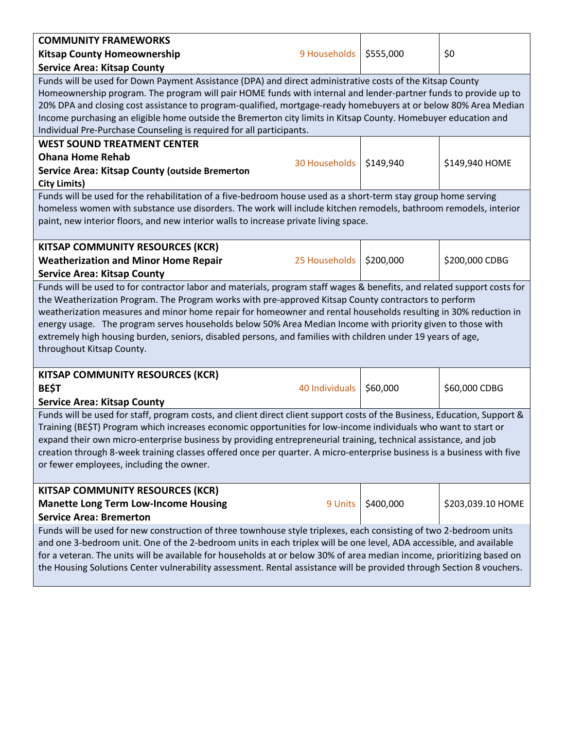| | | | |
|---|---|---|---|
| **COMMUNITY FRAMEWORKS**<br>**Kitsap County Homeownership**<br>**Service Area: Kitsap County** | 9 Households | \$555,000 | \$0 |
| Funds will be used for Down Payment Assistance (DPA) and direct administrative costs of the Kitsap County Homeownership program. The program will pair HOME funds with internal and lender-partner funds to provide up to 20% DPA and closing cost assistance to program-qualified, mortgage-ready homebuyers at or below 80% Area Median Income purchasing an eligible home outside the Bremerton city limits in Kitsap County. Homebuyer education and Individual Pre-Purchase Counseling is required for all participants. | | | |
| **WEST SOUND TREATMENT CENTER**<br>**Ohana Home Rehab**<br>**Service Area: Kitsap County (outside Bremerton City Limits)** | 30 Households | \$149,940 | \$149,940 HOME |
| Funds will be used for the rehabilitation of a five-bedroom house used as a short-term stay group home serving homeless women with substance use disorders. The work will include kitchen remodels, bathroom remodels, interior paint, new interior floors, and new interior walls to increase private living space. | | | |
| **KITSAP COMMUNITY RESOURCES (KCR)**<br>**Weatherization and Minor Home Repair**<br>**Service Area: Kitsap County** | 25 Households | \$200,000 | \$200,000 CDBG |
| Funds will be used to for contractor labor and materials, program staff wages & benefits, and related support costs for the Weatherization Program. The Program works with pre-approved Kitsap County contractors to perform weatherization measures and minor home repair for homeowner and rental households resulting in 30% reduction in energy usage. The program serves households below 50% Area Median Income with priority given to those with extremely high housing burden, seniors, disabled persons, and families with children under 19 years of age, throughout Kitsap County. | | | |
| **KITSAP COMMUNITY RESOURCES (KCR)**<br>**BE\$T**<br>**Service Area: Kitsap County** | 40 Individuals | \$60,000 | \$60,000 CDBG |
| Funds will be used for staff, program costs, and client direct client support costs of the Business, Education, Support & Training (BE\$T) Program which increases economic opportunities for low-income individuals who want to start or expand their own micro-enterprise business by providing entrepreneurial training, technical assistance, and job creation through 8-week training classes offered once per quarter. A micro-enterprise business is a business with five or fewer employees, including the owner. | | | |
| **KITSAP COMMUNITY RESOURCES (KCR)**<br>**Manette Long Term Low-Income Housing**<br>**Service Area: Bremerton** | 9 Units | \$400,000 | \$203,039.10 HOME |
| Funds will be used for new construction of three townhouse style triplexes, each consisting of two 2-bedroom units and one 3-bedroom unit. One of the 2-bedroom units in each triplex will be one level, ADA accessible, and available for a veteran. The units will be available for households at or below 30% of area median income, prioritizing based on the Housing Solutions Center vulnerability assessment. Rental assistance will be provided through Section 8 vouchers. | | | |